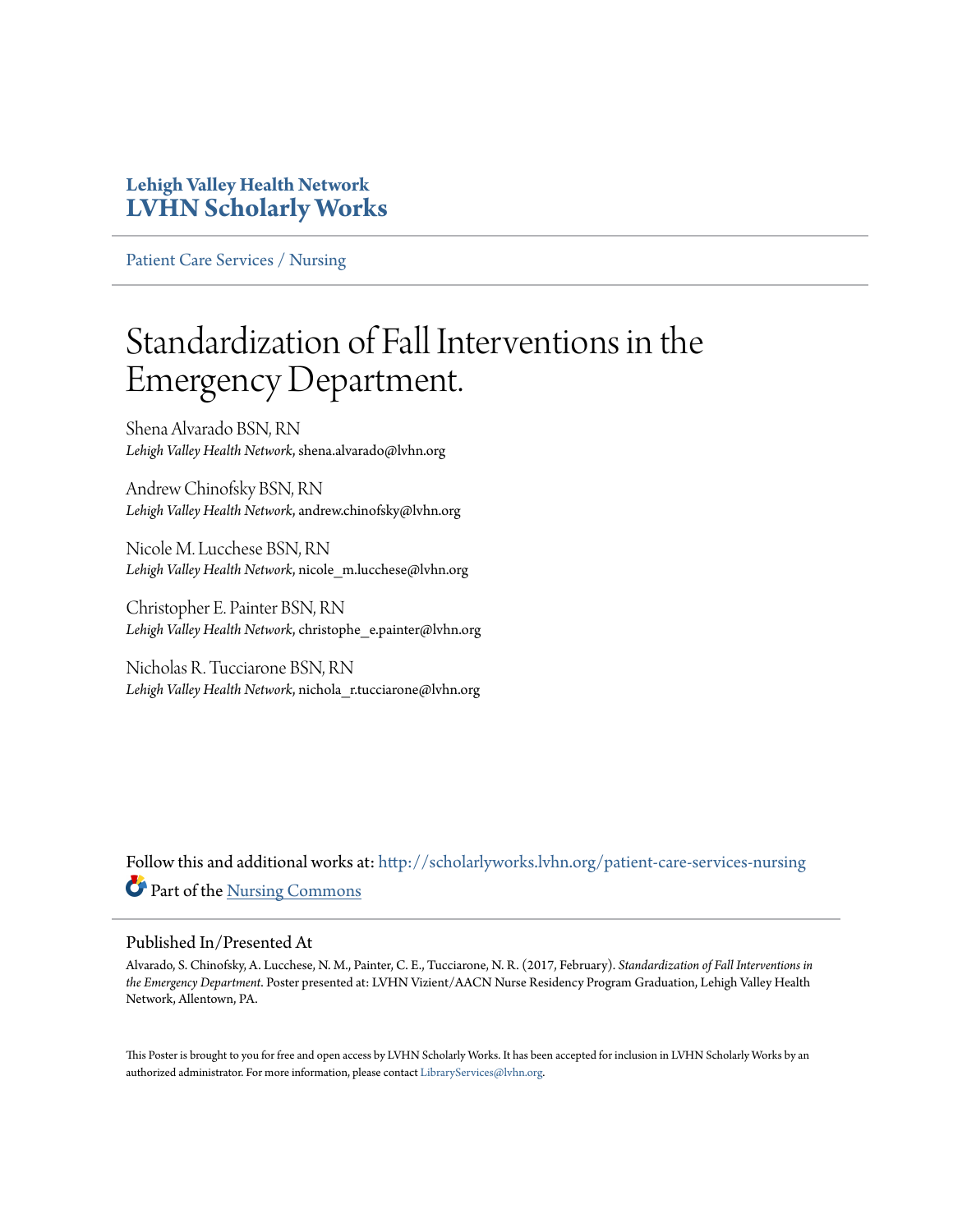**Lehigh Valley Health Network**
**LVHN Scholarly Works**

Patient Care Services / Nursing

# Standardization of Fall Interventions in the Emergency Department.

Shena Alvarado BSN, RN
*Lehigh Valley Health Network*, shena.alvarado@lvhn.org

Andrew Chinofsky BSN, RN
*Lehigh Valley Health Network*, andrew.chinofsky@lvhn.org

Nicole M. Lucchese BSN, RN
*Lehigh Valley Health Network*, nicole_m.lucchese@lvhn.org

Christopher E. Painter BSN, RN
*Lehigh Valley Health Network*, christophe_e.painter@lvhn.org

Nicholas R. Tucciarone BSN, RN
*Lehigh Valley Health Network*, nichola_r.tucciarone@lvhn.org

Follow this and additional works at: http://scholarlyworks.lvhn.org/patient-care-services-nursing

Part of the Nursing Commons

## Published In/Presented At

Alvarado, S. Chinofsky, A. Lucchese, N. M., Painter, C. E., Tucciarone, N. R. (2017, February). *Standardization of Fall Interventions in the Emergency Department*. Poster presented at: LVHN Vizient/AACN Nurse Residency Program Graduation, Lehigh Valley Health Network, Allentown, PA.

This Poster is brought to you for free and open access by LVHN Scholarly Works. It has been accepted for inclusion in LVHN Scholarly Works by an authorized administrator. For more information, please contact LibraryServices@lvhn.org.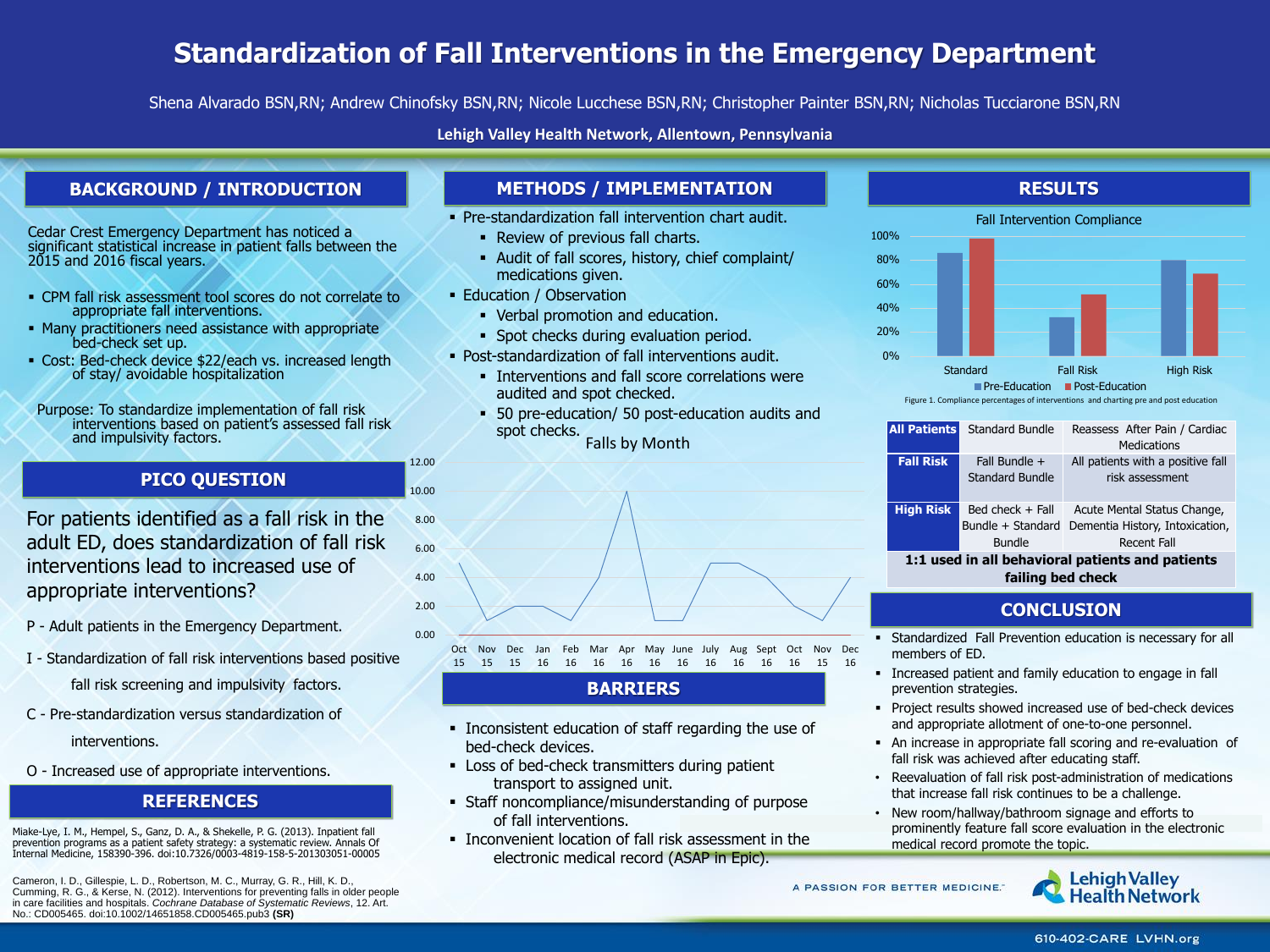# Standardization of Fall Interventions in the Emergency Department

Shena Alvarado BSN,RN; Andrew Chinofsky BSN,RN; Nicole Lucchese BSN,RN; Christopher Painter BSN,RN; Nicholas Tucciarone BSN,RN

**Lehigh Valley Health Network, Allentown, Pennsylvania**

## BACKGROUND / INTRODUCTION

Cedar Crest Emergency Department has noticed a significant statistical increase in patient falls between the 2015 and 2016 fiscal years.

- CPM fall risk assessment tool scores do not correlate to appropriate fall interventions.
- Many practitioners need assistance with appropriate bed-check set up.
- Cost: Bed-check device $22/each vs. increased length of stay/ avoidable hospitalization

Purpose: To standardize implementation of fall risk interventions based on patient's assessed fall risk and impulsivity factors.

## PICO QUESTION

For patients identified as a fall risk in the adult ED, does standardization of fall risk interventions lead to increased use of appropriate interventions?

P - Adult patients in the Emergency Department.

I - Standardization of fall risk interventions based positive fall risk screening and impulsivity factors.

C - Pre-standardization versus standardization of interventions.

O - Increased use of appropriate interventions.

## REFERENCES

Miake-Lye, I. M., Hempel, S., Ganz, D. A., & Shekelle, P. G. (2013). Inpatient fall prevention programs as a patient safety strategy: a systematic review. Annals Of Internal Medicine, 158390-396. doi:10.7326/0003-4819-158-5-201303051-00005

Cameron, I. D., Gillespie, L. D., Robertson, M. C., Murray, G. R., Hill, K. D., Cumming, R. G., & Kerse, N. (2012). Interventions for preventing falls in older people in care facilities and hospitals. *Cochrane Database of Systematic Reviews*, 12. Art. No.: CD005465. doi:10.1002/14651858.CD005465.pub3 **(SR)**

## METHODS / IMPLEMENTATION

- Pre-standardization fall intervention chart audit.
  - Review of previous fall charts.
  - Audit of fall scores, history, chief complaint/ medications given.
- Education / Observation
  - Verbal promotion and education.
  - Spot checks during evaluation period.
- Post-standardization of fall interventions audit.
  - Interventions and fall score correlations were audited and spot checked.
  - 50 pre-education/ 50 post-education audits and spot checks.

Falls by Month

12.00
10.00
8.00
6.00
4.00
2.00
0.00

Oct 15, Nov 15, Dec 15, Jan 16, Feb 16, Mar 16, Apr 16, May 16, June 16, July 16, Aug 16, Sept 16, Oct 16, Nov 15, Dec 16

## BARRIERS

- Inconsistent education of staff regarding the use of bed-check devices.
- Loss of bed-check transmitters during patient transport to assigned unit.
- Staff noncompliance/misunderstanding of purpose of fall interventions.
- Inconvenient location of fall risk assessment in the electronic medical record (ASAP in Epic).

## RESULTS

Fall Intervention Compliance

100%
80%
60%
40%
20%
0%

Standard, Fall Risk, High Risk

Pre-Education, Post-Education

Figure 1. Compliance percentages of interventions and charting pre and post education

| | | |
|---|---|---|
| **All Patients** | Standard Bundle | Reassess After Pain / Cardiac Medications |
| **Fall Risk** | Fall Bundle + Standard Bundle | All patients with a positive fall risk assessment |
| **High Risk** | Bed check + Fall Bundle + Standard Bundle | Acute Mental Status Change, Dementia History, Intoxication, Recent Fall |
| **1:1 used in all behavioral patients and patients failing bed check** | | |

## CONCLUSION

- Standardized Fall Prevention education is necessary for all members of ED.
- Increased patient and family education to engage in fall prevention strategies.
- Project results showed increased use of bed-check devices and appropriate allotment of one-to-one personnel.
- An increase in appropriate fall scoring and re-evaluation of fall risk was achieved after educating staff.
- Reevaluation of fall risk post-administration of medications that increase fall risk continues to be a challenge.
- New room/hallway/bathroom signage and efforts to prominently feature fall score evaluation in the electronic medical record promote the topic.

A PASSION FOR BETTER MEDICINE.

Lehigh Valley Health Network

610-402-CARE LVHN.org